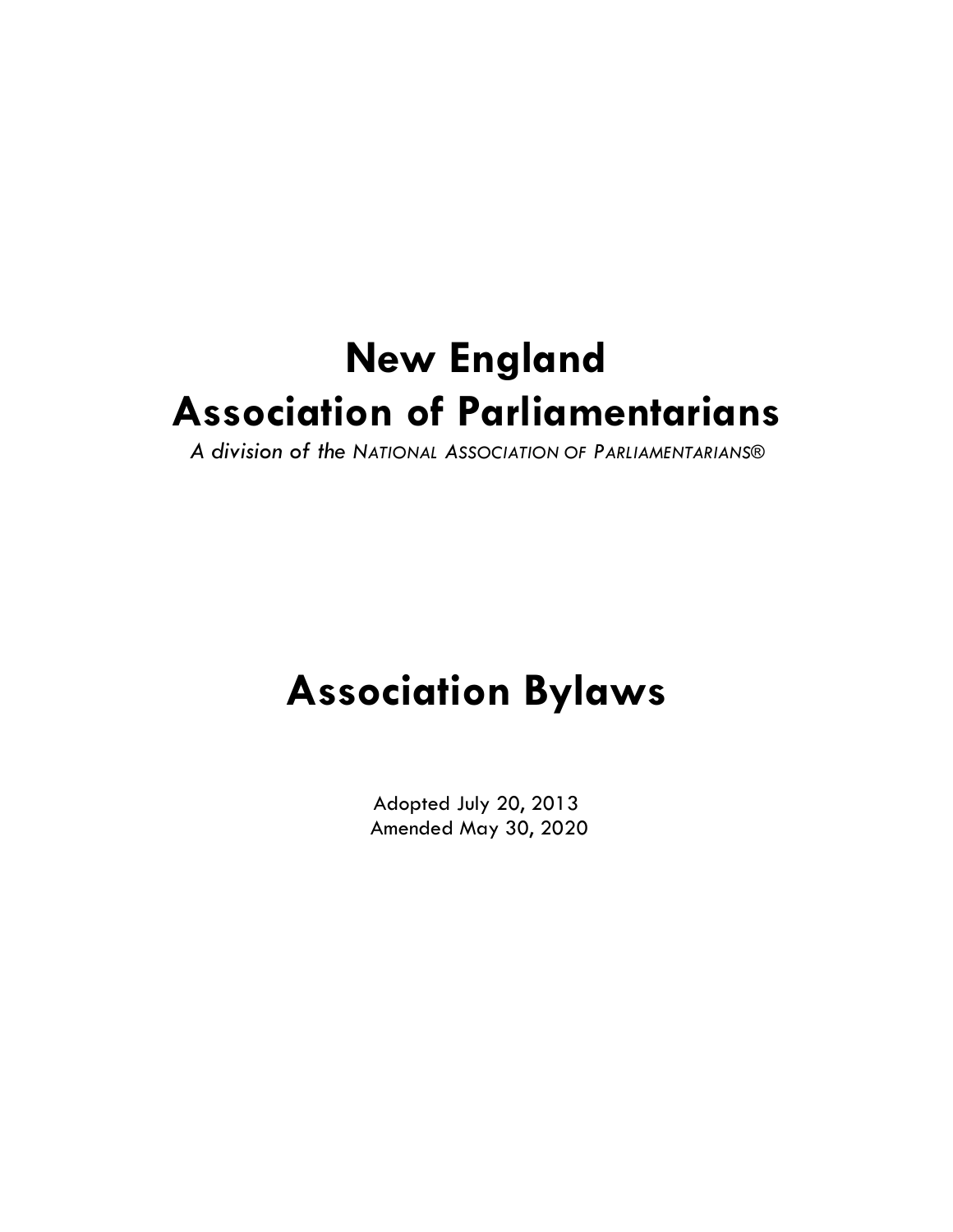# New England Association of Parliamentarians

*A division of the NATIONAL ASSOCIATION OF PARLIAMENTARIANS®*

# Association Bylaws

Adopted July 20, 2013
Amended May 30, 2020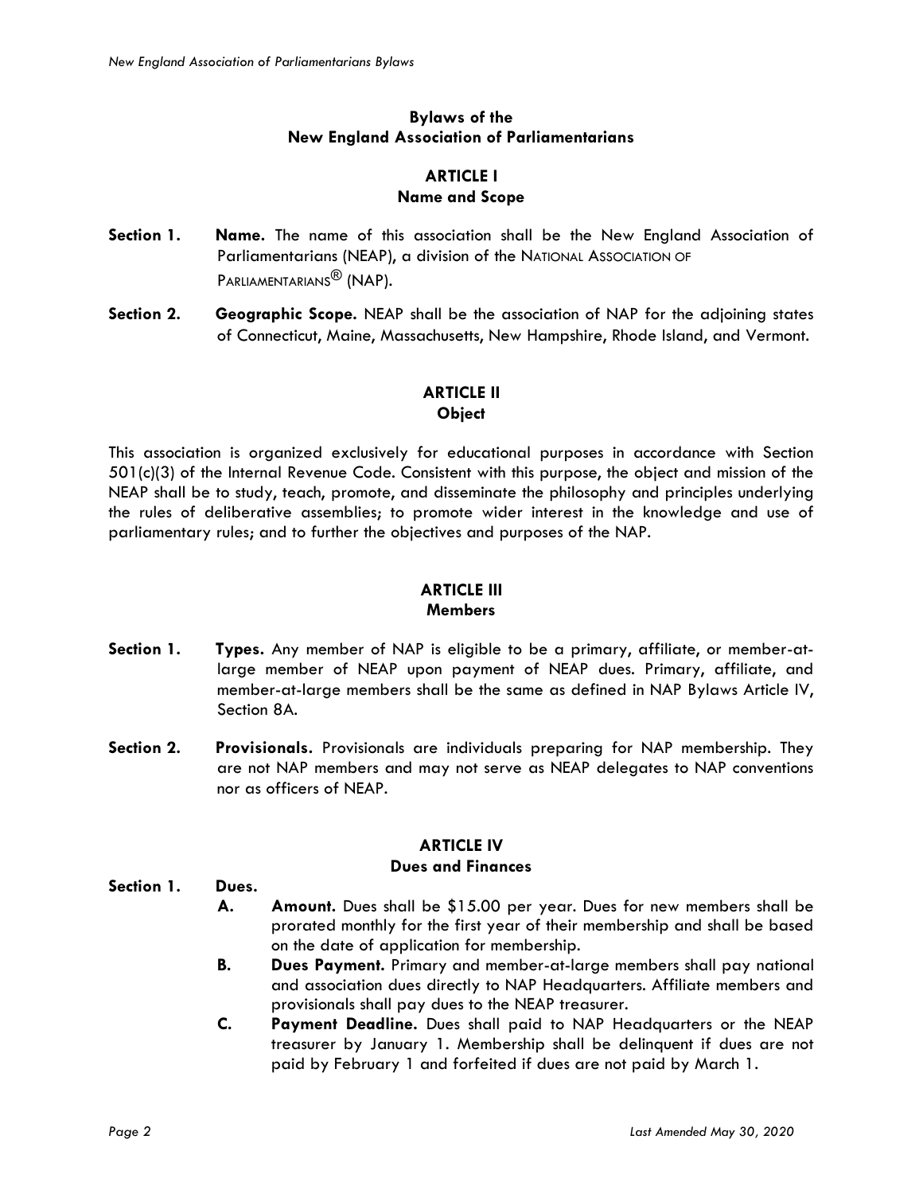# Bylaws of the New England Association of Parliamentarians

## ARTICLE I
## Name and Scope

**Section 1. Name.** The name of this association shall be the New England Association of Parliamentarians (NEAP), a division of the NATIONAL ASSOCIATION OF PARLIAMENTARIANS® (NAP).

**Section 2. Geographic Scope.** NEAP shall be the association of NAP for the adjoining states of Connecticut, Maine, Massachusetts, New Hampshire, Rhode Island, and Vermont.

## ARTICLE II
## Object

This association is organized exclusively for educational purposes in accordance with Section 501(c)(3) of the Internal Revenue Code. Consistent with this purpose, the object and mission of the NEAP shall be to study, teach, promote, and disseminate the philosophy and principles underlying the rules of deliberative assemblies; to promote wider interest in the knowledge and use of parliamentary rules; and to further the objectives and purposes of the NAP.

## ARTICLE III
## Members

**Section 1. Types.** Any member of NAP is eligible to be a primary, affiliate, or member-at-large member of NEAP upon payment of NEAP dues. Primary, affiliate, and member-at-large members shall be the same as defined in NAP Bylaws Article IV, Section 8A.

**Section 2. Provisionals.** Provisionals are individuals preparing for NAP membership. They are not NAP members and may not serve as NEAP delegates to NAP conventions nor as officers of NEAP.

## ARTICLE IV
## Dues and Finances

**Section 1. Dues.**

- **A. Amount.** Dues shall be $15.00 per year. Dues for new members shall be prorated monthly for the first year of their membership and shall be based on the date of application for membership.
- **B. Dues Payment.** Primary and member-at-large members shall pay national and association dues directly to NAP Headquarters. Affiliate members and provisionals shall pay dues to the NEAP treasurer.
- **C. Payment Deadline.** Dues shall paid to NAP Headquarters or the NEAP treasurer by January 1. Membership shall be delinquent if dues are not paid by February 1 and forfeited if dues are not paid by March 1.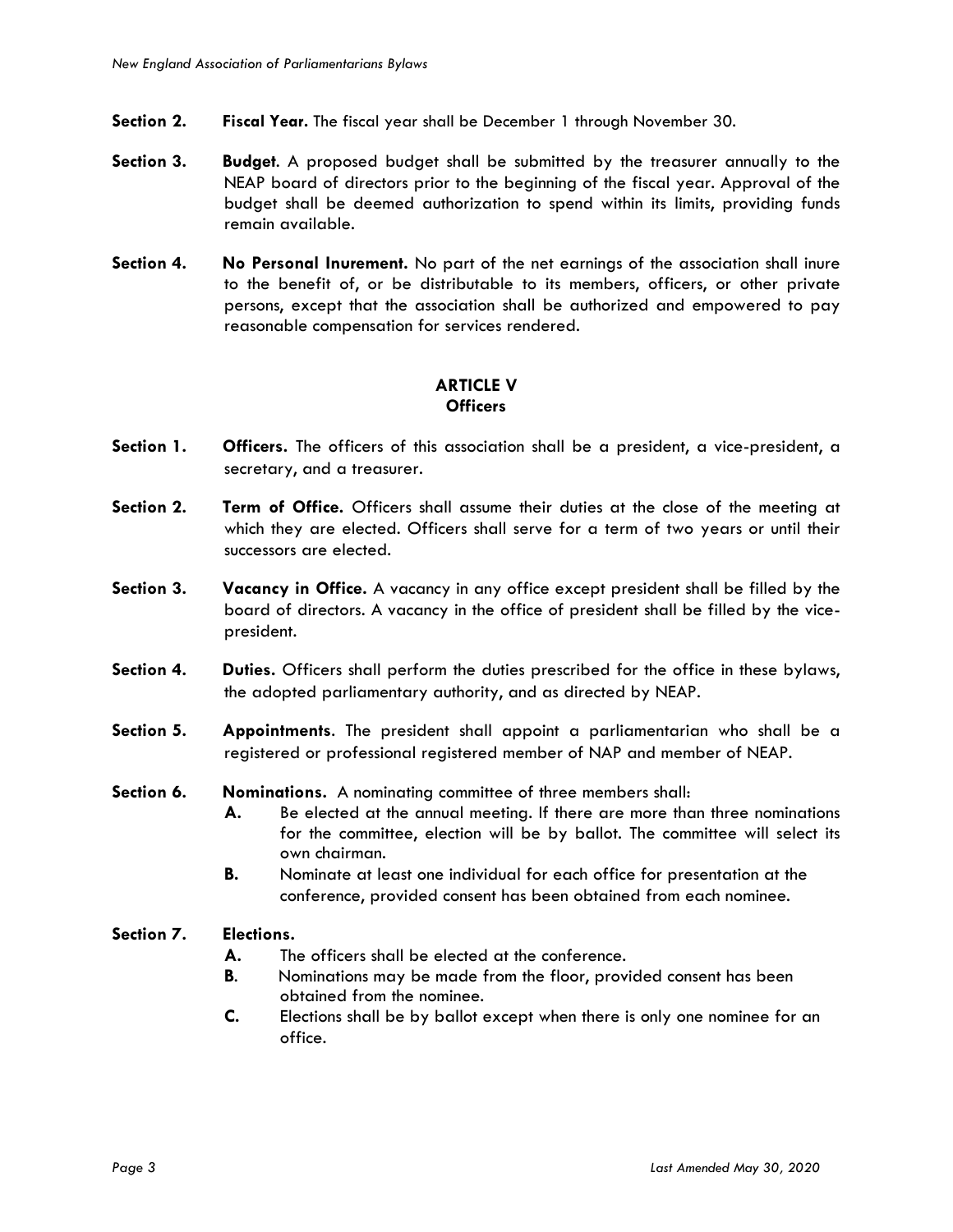**Section 2.** **Fiscal Year.** The fiscal year shall be December 1 through November 30.

**Section 3.** **Budget.** A proposed budget shall be submitted by the treasurer annually to the NEAP board of directors prior to the beginning of the fiscal year. Approval of the budget shall be deemed authorization to spend within its limits, providing funds remain available.

**Section 4.** **No Personal Inurement.** No part of the net earnings of the association shall inure to the benefit of, or be distributable to its members, officers, or other private persons, except that the association shall be authorized and empowered to pay reasonable compensation for services rendered.

## ARTICLE V
## Officers

**Section 1.** **Officers.** The officers of this association shall be a president, a vice-president, a secretary, and a treasurer.

**Section 2.** **Term of Office.** Officers shall assume their duties at the close of the meeting at which they are elected. Officers shall serve for a term of two years or until their successors are elected.

**Section 3.** **Vacancy in Office.** A vacancy in any office except president shall be filled by the board of directors. A vacancy in the office of president shall be filled by the vice-president.

**Section 4.** **Duties.** Officers shall perform the duties prescribed for the office in these bylaws, the adopted parliamentary authority, and as directed by NEAP.

**Section 5.** **Appointments**. The president shall appoint a parliamentarian who shall be a registered or professional registered member of NAP and member of NEAP.

**Section 6.** **Nominations.** A nominating committee of three members shall:

- **A.** Be elected at the annual meeting. If there are more than three nominations for the committee, election will be by ballot. The committee will select its own chairman.
- **B.** Nominate at least one individual for each office for presentation at the conference, provided consent has been obtained from each nominee.

**Section 7.** **Elections.**

- **A.** The officers shall be elected at the conference.
- **B**. Nominations may be made from the floor, provided consent has been obtained from the nominee.
- **C.** Elections shall be by ballot except when there is only one nominee for an office.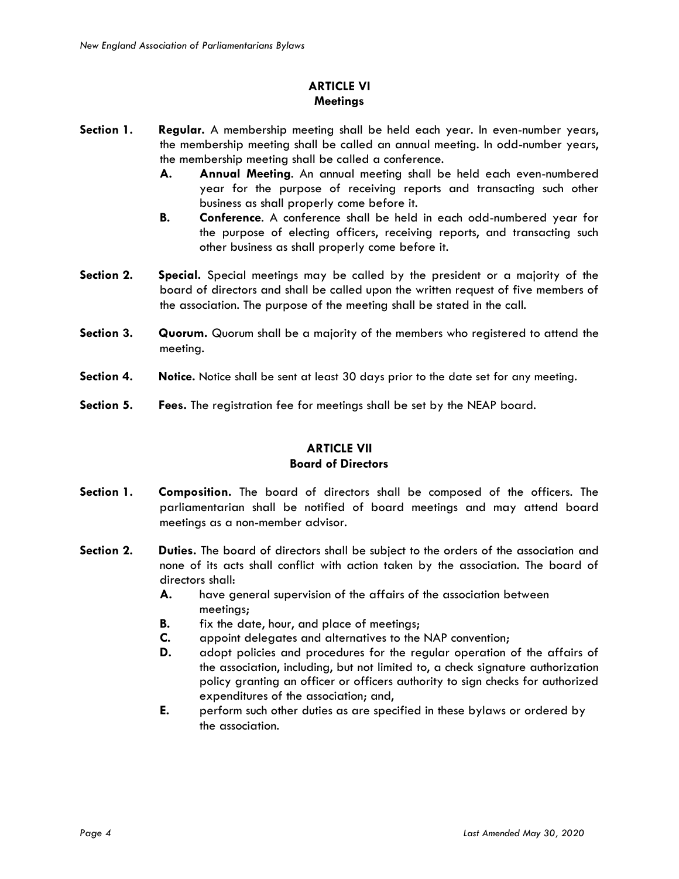## ARTICLE VI
### Meetings

**Section 1.** **Regular.** A membership meeting shall be held each year. In even-number years, the membership meeting shall be called an annual meeting. In odd-number years, the membership meeting shall be called a conference.

- **A.** **Annual Meeting**. An annual meeting shall be held each even-numbered year for the purpose of receiving reports and transacting such other business as shall properly come before it.
- **B.** **Conference**. A conference shall be held in each odd-numbered year for the purpose of electing officers, receiving reports, and transacting such other business as shall properly come before it.

**Section 2.** **Special.** Special meetings may be called by the president or a majority of the board of directors and shall be called upon the written request of five members of the association. The purpose of the meeting shall be stated in the call.

**Section 3.** **Quorum.** Quorum shall be a majority of the members who registered to attend the meeting.

**Section 4.** **Notice.** Notice shall be sent at least 30 days prior to the date set for any meeting.

**Section 5.** **Fees.** The registration fee for meetings shall be set by the NEAP board.

## ARTICLE VII
### Board of Directors

**Section 1.** **Composition.** The board of directors shall be composed of the officers. The parliamentarian shall be notified of board meetings and may attend board meetings as a non-member advisor.

**Section 2.** **Duties.** The board of directors shall be subject to the orders of the association and none of its acts shall conflict with action taken by the association. The board of directors shall:

- **A.** have general supervision of the affairs of the association between meetings;
- **B.** fix the date, hour, and place of meetings;
- **C.** appoint delegates and alternatives to the NAP convention;
- **D.** adopt policies and procedures for the regular operation of the affairs of the association, including, but not limited to, a check signature authorization policy granting an officer or officers authority to sign checks for authorized expenditures of the association; and,
- **E.** perform such other duties as are specified in these bylaws or ordered by the association.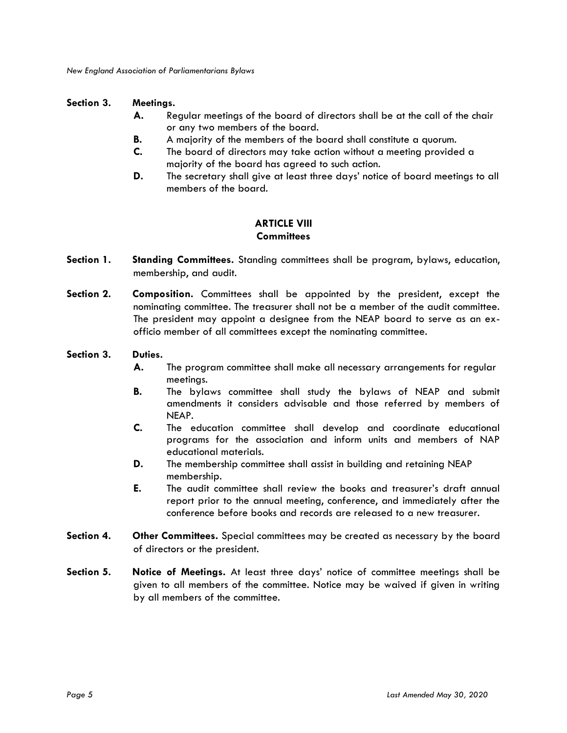**Section 3. Meetings.**

- **A.** Regular meetings of the board of directors shall be at the call of the chair or any two members of the board.
- **B.** A majority of the members of the board shall constitute a quorum.
- **C.** The board of directors may take action without a meeting provided a majority of the board has agreed to such action.
- **D.** The secretary shall give at least three days' notice of board meetings to all members of the board.

## ARTICLE VIII
## Committees

**Section 1. Standing Committees.** Standing committees shall be program, bylaws, education, membership, and audit.

**Section 2. Composition.** Committees shall be appointed by the president, except the nominating committee. The treasurer shall not be a member of the audit committee. The president may appoint a designee from the NEAP board to serve as an ex-officio member of all committees except the nominating committee.

**Section 3. Duties.**

- **A.** The program committee shall make all necessary arrangements for regular meetings.
- **B.** The bylaws committee shall study the bylaws of NEAP and submit amendments it considers advisable and those referred by members of NEAP.
- **C.** The education committee shall develop and coordinate educational programs for the association and inform units and members of NAP educational materials.
- **D.** The membership committee shall assist in building and retaining NEAP membership.
- **E.** The audit committee shall review the books and treasurer's draft annual report prior to the annual meeting, conference, and immediately after the conference before books and records are released to a new treasurer.

**Section 4. Other Committees.** Special committees may be created as necessary by the board of directors or the president.

**Section 5. Notice of Meetings.** At least three days' notice of committee meetings shall be given to all members of the committee. Notice may be waived if given in writing by all members of the committee.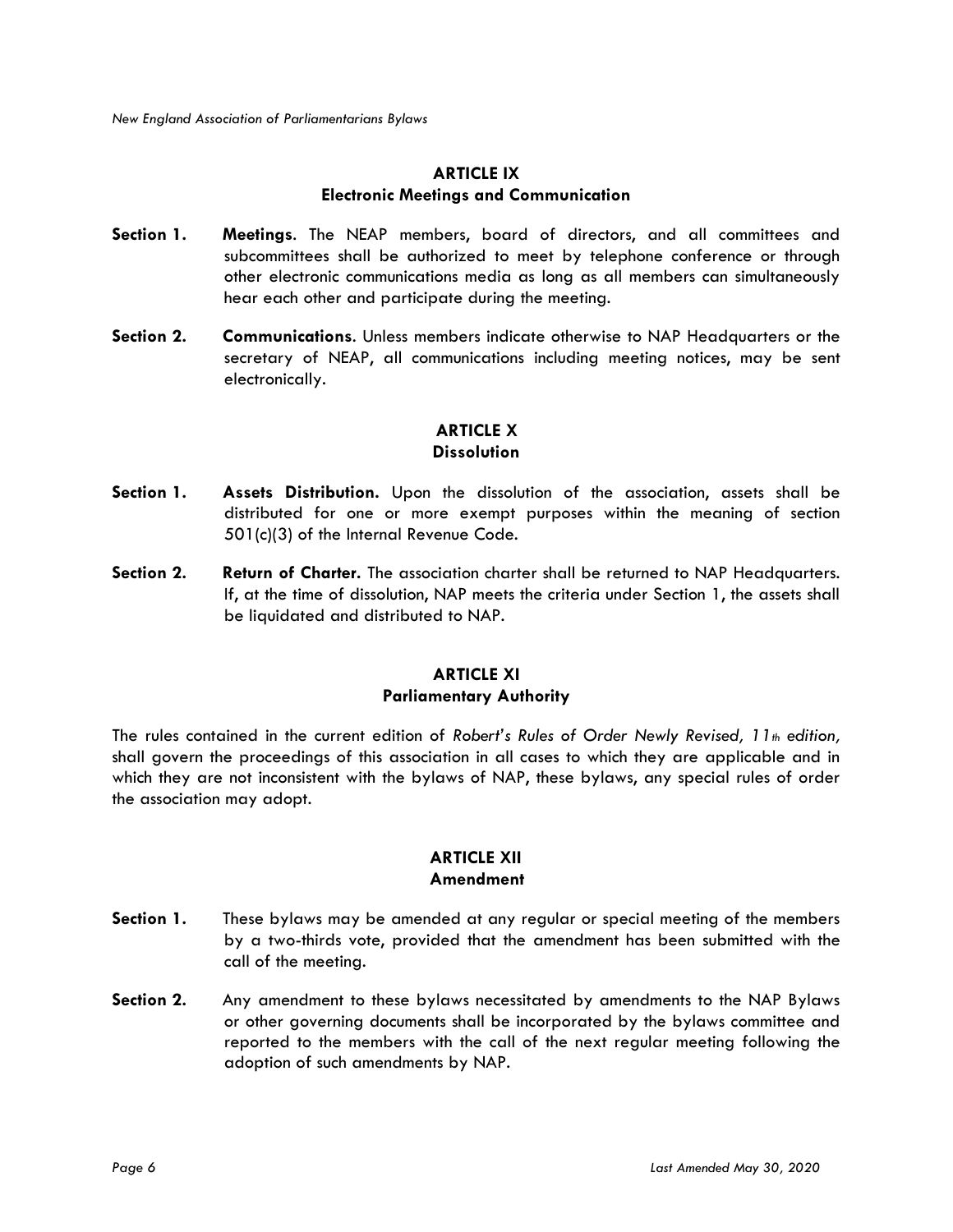## ARTICLE IX
### Electronic Meetings and Communication

**Section 1.** **Meetings**. The NEAP members, board of directors, and all committees and subcommittees shall be authorized to meet by telephone conference or through other electronic communications media as long as all members can simultaneously hear each other and participate during the meeting.

**Section 2.** **Communications**. Unless members indicate otherwise to NAP Headquarters or the secretary of NEAP, all communications including meeting notices, may be sent electronically.

## ARTICLE X
### Dissolution

**Section 1.** **Assets Distribution.** Upon the dissolution of the association, assets shall be distributed for one or more exempt purposes within the meaning of section 501(c)(3) of the Internal Revenue Code.

**Section 2.** **Return of Charter.** The association charter shall be returned to NAP Headquarters. If, at the time of dissolution, NAP meets the criteria under Section 1, the assets shall be liquidated and distributed to NAP.

## ARTICLE XI
### Parliamentary Authority

The rules contained in the current edition of *Robert's Rules of Order Newly Revised, 11th edition,* shall govern the proceedings of this association in all cases to which they are applicable and in which they are not inconsistent with the bylaws of NAP, these bylaws, any special rules of order the association may adopt.

## ARTICLE XII
### Amendment

**Section 1.** These bylaws may be amended at any regular or special meeting of the members by a two-thirds vote, provided that the amendment has been submitted with the call of the meeting.

**Section 2.** Any amendment to these bylaws necessitated by amendments to the NAP Bylaws or other governing documents shall be incorporated by the bylaws committee and reported to the members with the call of the next regular meeting following the adoption of such amendments by NAP.

*Last Amended May 30, 2020*